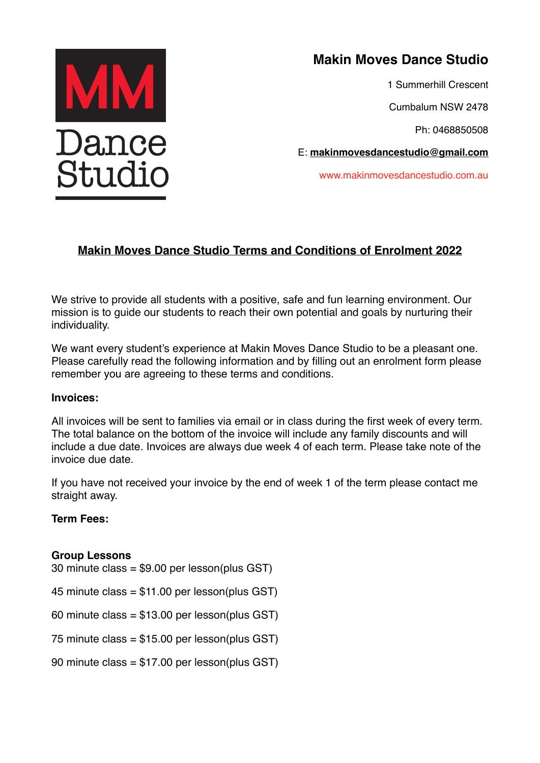MM Dance Studio

# Makin Moves Dance Studio

1 Summerhill Crescent

Cumbalum NSW 2478

Ph: 0468850508

E: **makinmovesdancestudio@gmail.com**

www.makinmovesdancestudio.com.au

## Makin Moves Dance Studio Terms and Conditions of Enrolment 2022

We strive to provide all students with a positive, safe and fun learning environment. Our mission is to guide our students to reach their own potential and goals by nurturing their individuality.

We want every student's experience at Makin Moves Dance Studio to be a pleasant one. Please carefully read the following information and by filling out an enrolment form please remember you are agreeing to these terms and conditions.

**Invoices:**

All invoices will be sent to families via email or in class during the first week of every term. The total balance on the bottom of the invoice will include any family discounts and will include a due date. Invoices are always due week 4 of each term. Please take note of the invoice due date.

If you have not received your invoice by the end of week 1 of the term please contact me straight away.

**Term Fees:**

**Group Lessons**

30 minute class = $9.00 per lesson(plus GST)

45 minute class = $11.00 per lesson(plus GST)

60 minute class = $13.00 per lesson(plus GST)

75 minute class = $15.00 per lesson(plus GST)

90 minute class = $17.00 per lesson(plus GST)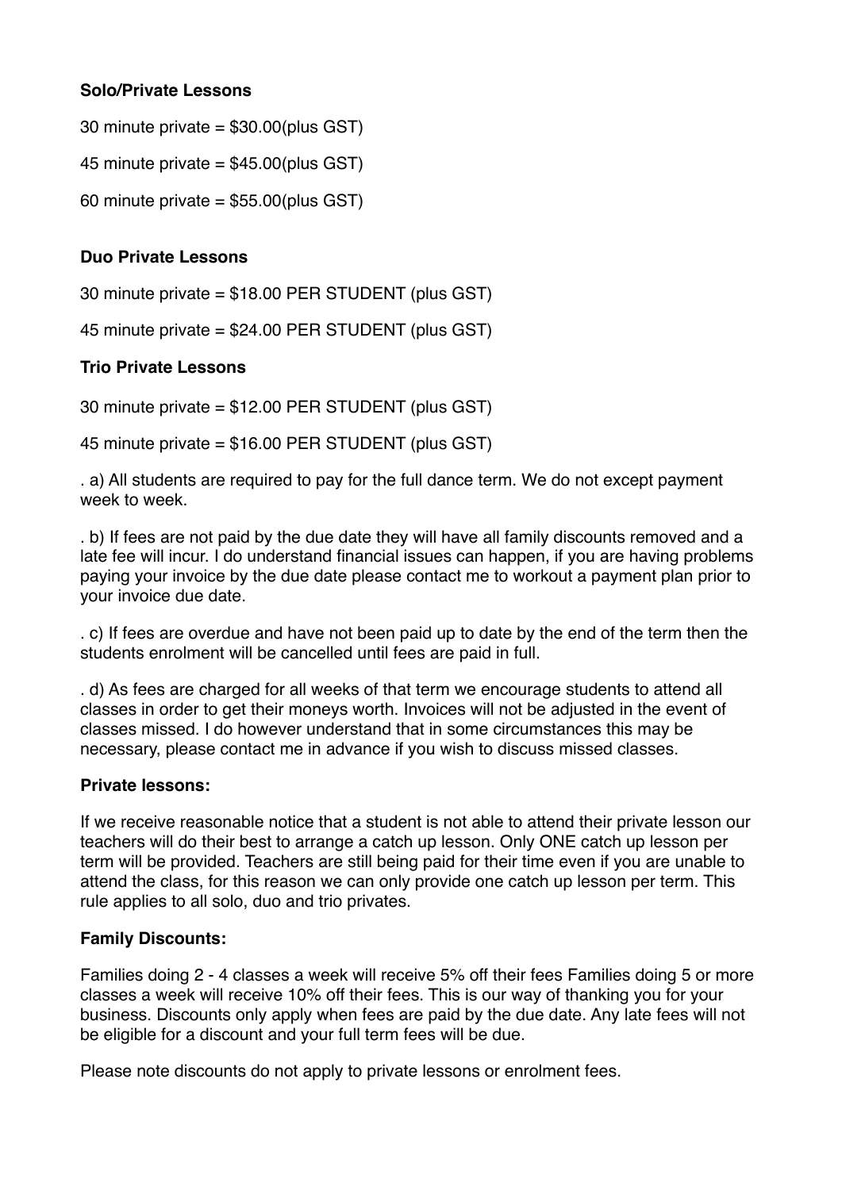**Solo/Private Lessons**

30 minute private = $30.00(plus GST)

45 minute private = $45.00(plus GST)

60 minute private = $55.00(plus GST)

**Duo Private Lessons**

30 minute private = $18.00 PER STUDENT (plus GST)

45 minute private = $24.00 PER STUDENT (plus GST)

**Trio Private Lessons**

30 minute private = $12.00 PER STUDENT (plus GST)

45 minute private = $16.00 PER STUDENT (plus GST)

. a) All students are required to pay for the full dance term. We do not except payment week to week.

. b) If fees are not paid by the due date they will have all family discounts removed and a late fee will incur. I do understand financial issues can happen, if you are having problems paying your invoice by the due date please contact me to workout a payment plan prior to your invoice due date.

. c) If fees are overdue and have not been paid up to date by the end of the term then the students enrolment will be cancelled until fees are paid in full.

. d) As fees are charged for all weeks of that term we encourage students to attend all classes in order to get their moneys worth. Invoices will not be adjusted in the event of classes missed. I do however understand that in some circumstances this may be necessary, please contact me in advance if you wish to discuss missed classes.

**Private lessons:**

If we receive reasonable notice that a student is not able to attend their private lesson our teachers will do their best to arrange a catch up lesson. Only ONE catch up lesson per term will be provided. Teachers are still being paid for their time even if you are unable to attend the class, for this reason we can only provide one catch up lesson per term. This rule applies to all solo, duo and trio privates.

**Family Discounts:**

Families doing 2 - 4 classes a week will receive 5% off their fees Families doing 5 or more classes a week will receive 10% off their fees. This is our way of thanking you for your business. Discounts only apply when fees are paid by the due date. Any late fees will not be eligible for a discount and your full term fees will be due.

Please note discounts do not apply to private lessons or enrolment fees.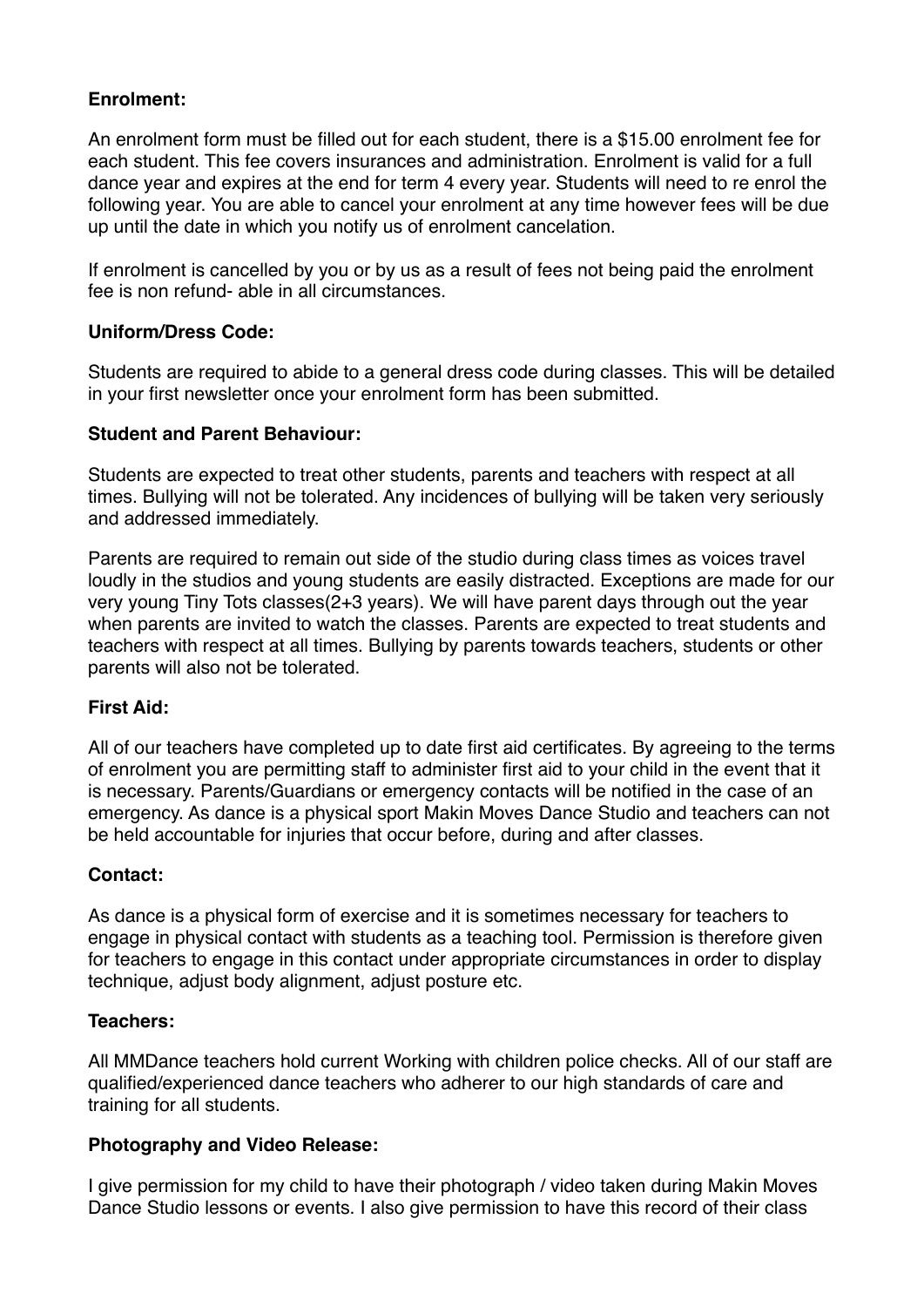**Enrolment:**

An enrolment form must be filled out for each student, there is a $15.00 enrolment fee for each student. This fee covers insurances and administration. Enrolment is valid for a full dance year and expires at the end for term 4 every year. Students will need to re enrol the following year. You are able to cancel your enrolment at any time however fees will be due up until the date in which you notify us of enrolment cancelation.

If enrolment is cancelled by you or by us as a result of fees not being paid the enrolment fee is non refund- able in all circumstances.

**Uniform/Dress Code:**

Students are required to abide to a general dress code during classes. This will be detailed in your first newsletter once your enrolment form has been submitted.

**Student and Parent Behaviour:**

Students are expected to treat other students, parents and teachers with respect at all times. Bullying will not be tolerated. Any incidences of bullying will be taken very seriously and addressed immediately.

Parents are required to remain out side of the studio during class times as voices travel loudly in the studios and young students are easily distracted. Exceptions are made for our very young Tiny Tots classes(2+3 years). We will have parent days through out the year when parents are invited to watch the classes. Parents are expected to treat students and teachers with respect at all times. Bullying by parents towards teachers, students or other parents will also not be tolerated.

**First Aid:**

All of our teachers have completed up to date first aid certificates. By agreeing to the terms of enrolment you are permitting staff to administer first aid to your child in the event that it is necessary. Parents/Guardians or emergency contacts will be notified in the case of an emergency. As dance is a physical sport Makin Moves Dance Studio and teachers can not be held accountable for injuries that occur before, during and after classes.

**Contact:**

As dance is a physical form of exercise and it is sometimes necessary for teachers to engage in physical contact with students as a teaching tool. Permission is therefore given for teachers to engage in this contact under appropriate circumstances in order to display technique, adjust body alignment, adjust posture etc.

**Teachers:**

All MMDance teachers hold current Working with children police checks. All of our staff are qualified/experienced dance teachers who adherer to our high standards of care and training for all students.

**Photography and Video Release:**

I give permission for my child to have their photograph / video taken during Makin Moves Dance Studio lessons or events. I also give permission to have this record of their class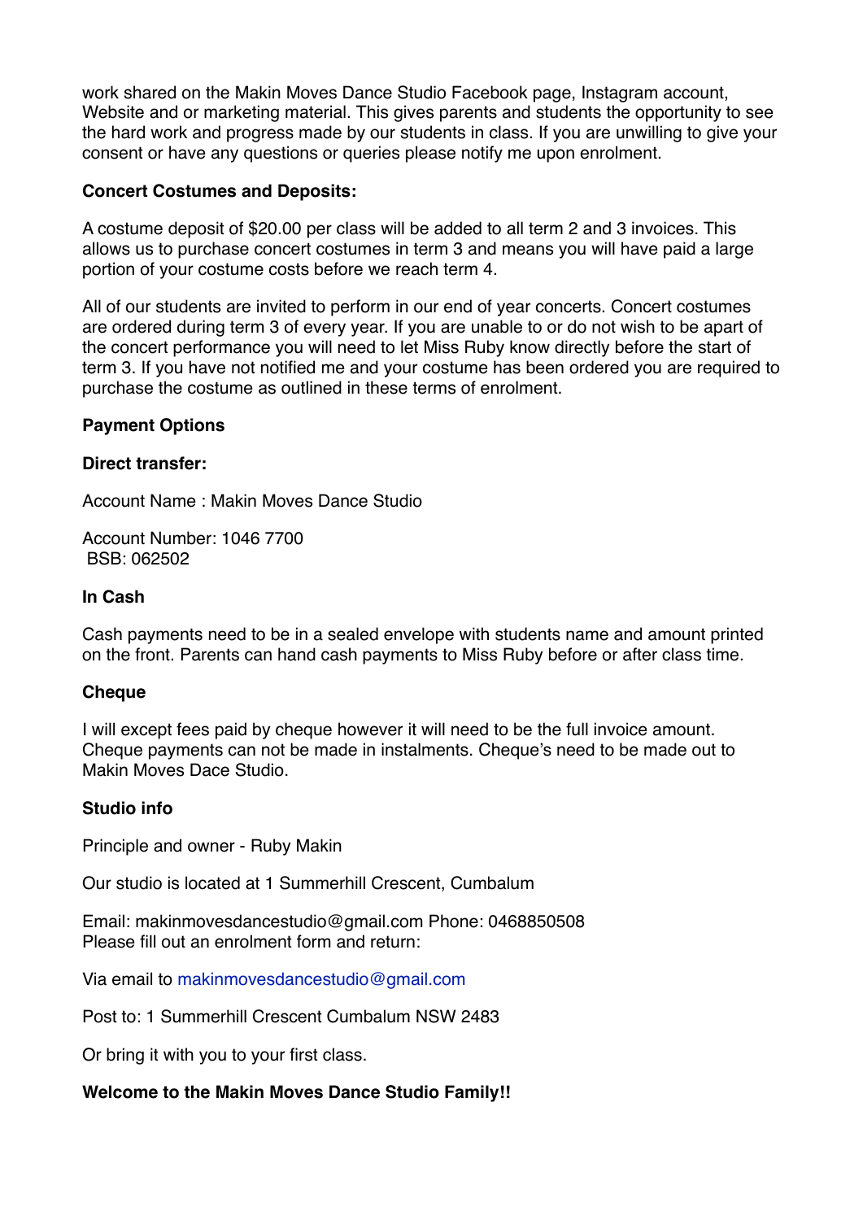work shared on the Makin Moves Dance Studio Facebook page, Instagram account, Website and or marketing material. This gives parents and students the opportunity to see the hard work and progress made by our students in class. If you are unwilling to give your consent or have any questions or queries please notify me upon enrolment.

**Concert Costumes and Deposits:**

A costume deposit of $20.00 per class will be added to all term 2 and 3 invoices. This allows us to purchase concert costumes in term 3 and means you will have paid a large portion of your costume costs before we reach term 4.

All of our students are invited to perform in our end of year concerts. Concert costumes are ordered during term 3 of every year. If you are unable to or do not wish to be apart of the concert performance you will need to let Miss Ruby know directly before the start of term 3. If you have not notified me and your costume has been ordered you are required to purchase the costume as outlined in these terms of enrolment.

**Payment Options**

**Direct transfer:**

Account Name : Makin Moves Dance Studio

Account Number: 1046 7700
BSB: 062502

**In Cash**

Cash payments need to be in a sealed envelope with students name and amount printed on the front. Parents can hand cash payments to Miss Ruby before or after class time.

**Cheque**

I will except fees paid by cheque however it will need to be the full invoice amount. Cheque payments can not be made in instalments. Cheque's need to be made out to Makin Moves Dace Studio.

**Studio info**

Principle and owner - Ruby Makin

Our studio is located at 1 Summerhill Crescent, Cumbalum

Email: makinmovesdancestudio@gmail.com Phone: 0468850508
Please fill out an enrolment form and return:

Via email to makinmovesdancestudio@gmail.com

Post to: 1 Summerhill Crescent Cumbalum NSW 2483

Or bring it with you to your first class.

**Welcome to the Makin Moves Dance Studio Family!!**